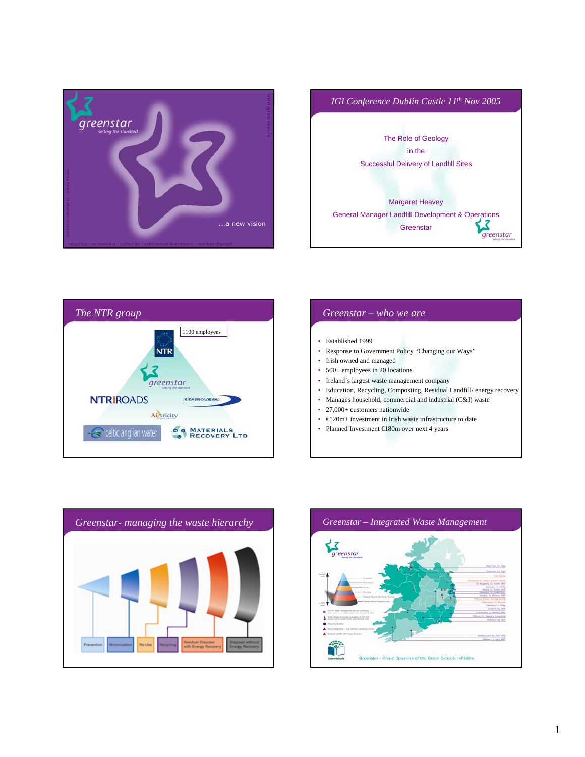greenstar

setting the standard

www.greenstar.ie

...a new vision

recycling · composting · collection · commercial & domestic · residual disposal

## IGI Conference Dublin Castle 11th Nov 2005

The Role of Geology

in the

Successful Delivery of Landfill Sites

Margaret Heavey

General Manager Landfill Development & Operations

Greenstar

## The NTR group

1100 employees

NTR

greenstar

NTR ROADS

IRISH BROADBAND

Airtricity

celtic anglian water

MATERIALS RECOVERY LTD

## Greenstar – who we are

- Established 1999
- Response to Government Policy "Changing our Ways"
- Irish owned and managed
- 500+ employees in 20 locations
- Ireland's largest waste management company
- Education, Recycling, Composting, Residual Landfill/ energy recovery
- Manages household, commercial and industrial (C&I) waste
- 27,000+ customers nationwide
- €120m+ investment in Irish waste infrastructure to date
- Planned Investment €180m over next 4 years

## Greenstar- managing the waste hierarchy

Prevention | Minimisation | Re-Use | Recycling | Residual Disposal with Energy Recovery | Disposal without Energy Recovery

## Greenstar – Integrated Waste Management

Greenstar - Proud Sponsors of the Green Schools Initiative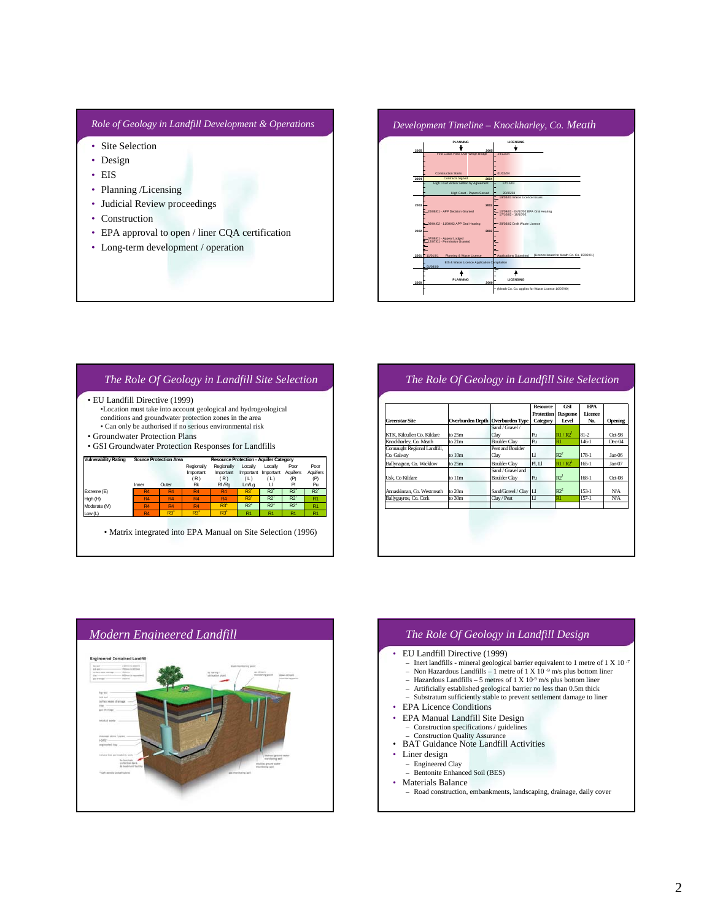## Role of Geology in Landfill Development & Operations

- Site Selection
- Design
- EIS
- Planning /Licensing
- Judicial Review proceedings
- Construction
- EPA approval to open / liner CQA certification
- Long-term development / operation

## Development Timeline – Knockharley, Co. Meath

PLANNING | LICENSING

- 2005
  - First Loads Past Over Weigh Bridge — 2005 — 29/12/04
  - Construction Starts — 01/02/04
- 2004
  - Contracts Signed — 2004
  - High Court Action Settled by Agreement — 12/11/03
  - High Court - Papers Served — 20/05/03
  - 19/03/03 Waste Licence Issues
- 2003
  - 26/08/03 - APP Decision Granted — 2003
  - 10/09/02 - 04/10/02 EPA Oral Hearing
  - 17/10/02 - 18/10/02
  - 29/04/02 - 11/03/02 APP Oral Hearing
  - 28/03/02 Draft Waste Licence
- 2002
  - 07/08/01 - Appeal Lodged — 2002
  - 12/07/01 - Permission Granted
- 2001
  - 01/01/01 Planning & Waste Licence — Applications Submitted (Licence issued to Meath Co. Co. 15/02/01)
  - EIS & Waste Licence Application Compilation
  - 01/08/00
- 2000
  - PLANNING — 2000 — LICENSING
  - (Meath Co. Co. applies for Waste Licence 16/07/99)

## The Role Of Geology in Landfill Site Selection

- EU Landfill Directive (1999)
  - Location must take into account geological and hydrogeological conditions and groundwater protection zones in the area
  - Can only be authorised if no serious environmental risk
- Groundwater Protection Plans
- GSI Groundwater Protection Responses for Landfills

| Vulnerability Rating | Source Protection Area | | Resource Protection - Aquifer Category | | | | | |
|---|---|---|---|---|---|---|---|---|
| | | | Regionally Important (R) | Regionally Important (R) | Locally Important (L) | Locally Important (L) | Poor Aquifers (P) | Poor Aquifers (P) |
| | Inner | Outer | Rk | Rf /Rg | Lm/Lg | Ll | Pl | Pu |
| Extreme (E) | R4 | R4 | R4 | R4 | R3[1] | R2[2] | R2[1] | R2[1] |
| High (H) | R4 | R4 | R4 | R4 | R3[1] | R2[2] | R2[1] | R1 |
| Moderate (M) | R4 | R4 | R4 | R3[1] | R2[2] | R2[1] | R2[1] | R1 |
| Low (L) | R4 | R3[1] | R3[1] | R3[1] | R1 | R1 | R1 | R1 |

- Matrix integrated into EPA Manual on Site Selection (1996)

## The Role Of Geology in Landfill Site Selection

| Greenstar Site | Overburden Depth | Overburden Type | Resource Protection Category | GSI Response Level | EPA Licence No. | Opening |
|---|---|---|---|---|---|---|
| KTK, Kilcullen Co. Kildare | to 25m | Sand / Gravel / Clay | Pu | R1 / R2[1] | 81-2 | Oct-98 |
| Knockharley, Co. Meath | to 21m | Boulder Clay | Pu | R1 | 146-1 | Dec-04 |
| Connaught Regional Landfill, Co. Galway | to 10m | Peat and Boulder Clay | Ll | R2[2] | 178-1 | Jan-06 |
| Ballynagran, Co. Wicklow | to 25m | Boulder Clay | Pl, Ll | R1 / R2[1] | 165-1 | Jan-07 |
| Usk, Co Kildare | to 11m | Sand / Gravel and Boulder Clay | Pu | R2[1] | 168-1 | Oct-08 |
| Annaskinnan, Co. Westmeath | to 20m | Sand/Gravel / Clay | Ll | R2[2] | 153-1 | N/A |
| Ballyguyroe, Co. Cork | to 30m | Clay / Peat | Ll | R1 | 157-1 | N/A |

## Modern Engineered Landfill

Engineered Contained Landfill

## The Role Of Geology in Landfill Design

- EU Landfill Directive (1999)
  - Inert landfills - mineral geological barrier equivalent to 1 metre of 1 X 10 $^{-7}$
  - Non Hazardous Landfills – 1 metre of 1 X 10 $^{-9}$ m/s plus bottom liner
  - Hazardous Landfills – 5 metres of 1 X 10 $^{-9}$ m/s plus bottom liner
  - Artificially established geological barrier no less than 0.5m thick
  - Substratum sufficiently stable to prevent settlement damage to liner
- EPA Licence Conditions
- EPA Manual Landfill Site Design
  - Construction specifications / guidelines
  - Construction Quality Assurance
- BAT Guidance Note Landfill Activities
- Liner design
  - Engineered Clay
  - Bentonite Enhanced Soil (BES)
- Materials Balance
  - Road construction, embankments, landscaping, drainage, daily cover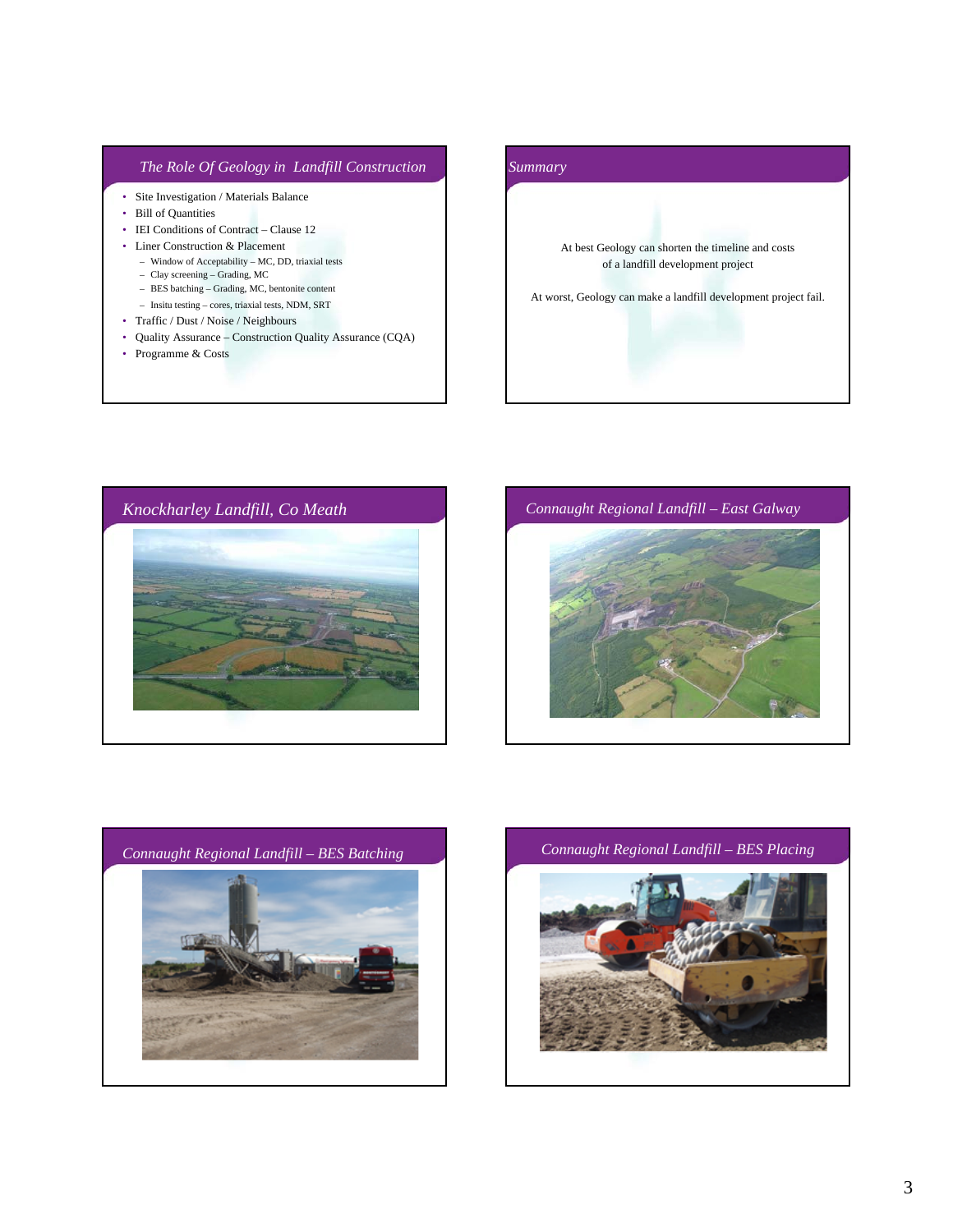## *The Role Of Geology in Landfill Construction*

- Site Investigation / Materials Balance
- Bill of Quantities
- IEI Conditions of Contract – Clause 12
- Liner Construction & Placement
  - Window of Acceptability – MC, DD, triaxial tests
  - Clay screening – Grading, MC
  - BES batching – Grading, MC, bentonite content
  - Insitu testing – cores, triaxial tests, NDM, SRT
- Traffic / Dust / Noise / Neighbours
- Quality Assurance – Construction Quality Assurance (CQA)
- Programme & Costs

## *Summary*

At best Geology can shorten the timeline and costs of a landfill development project

At worst, Geology can make a landfill development project fail.

## *Knockharley Landfill, Co Meath*

## *Connaught Regional Landfill – East Galway*

## *Connaught Regional Landfill – BES Batching*

## *Connaught Regional Landfill – BES Placing*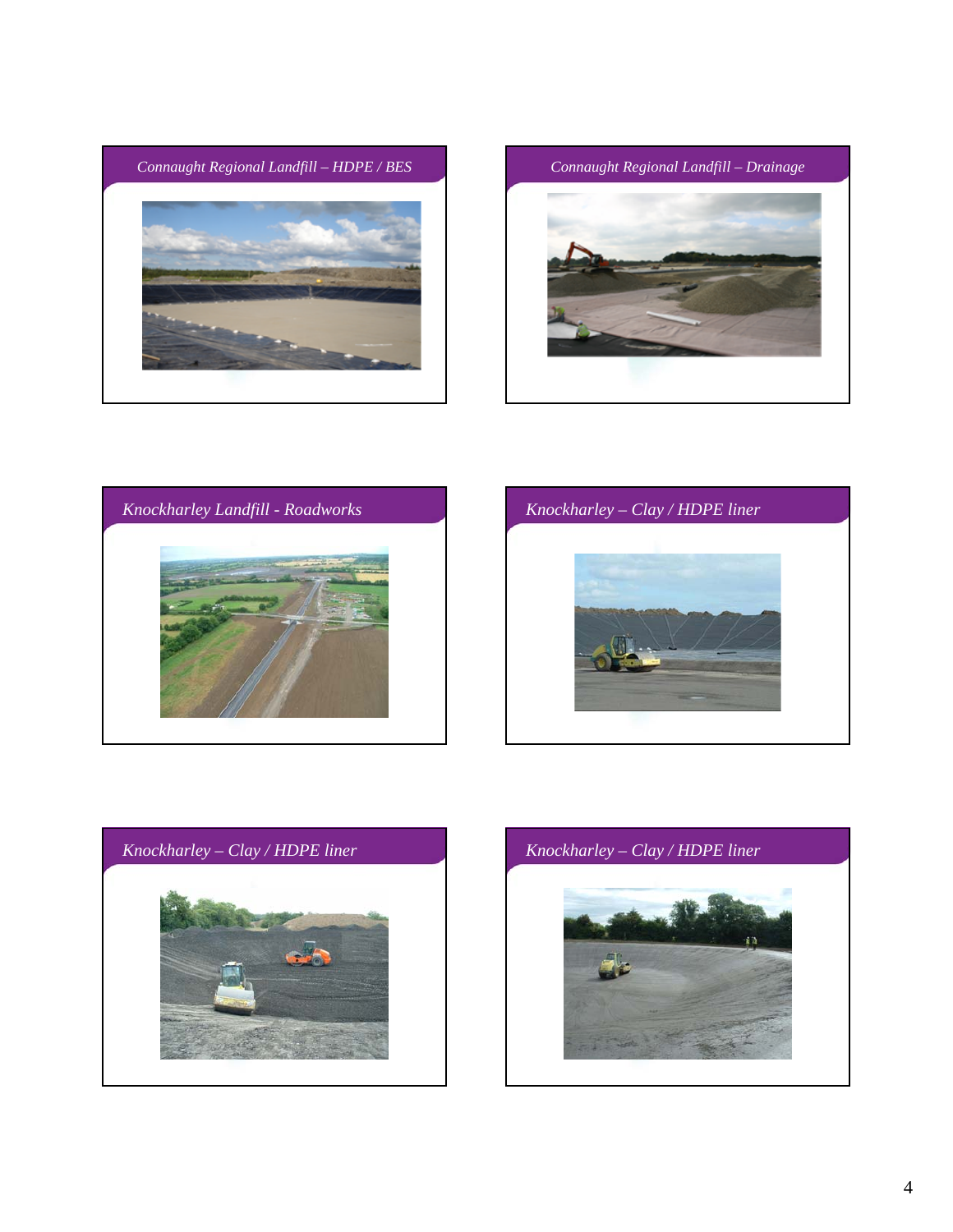## *Connaught Regional Landfill – HDPE / BES*

## *Connaught Regional Landfill – Drainage*

## *Knockharley Landfill - Roadworks*

## *Knockharley – Clay / HDPE liner*

## *Knockharley – Clay / HDPE liner*

## *Knockharley – Clay / HDPE liner*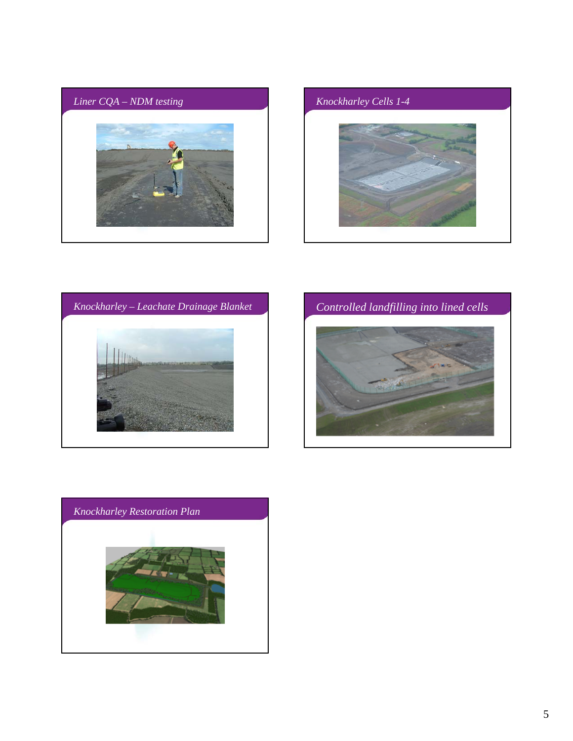## Liner CQA – NDM testing

## Knockharley Cells 1-4

## Knockharley – Leachate Drainage Blanket

## Controlled landfilling into lined cells

## Knockharley Restoration Plan